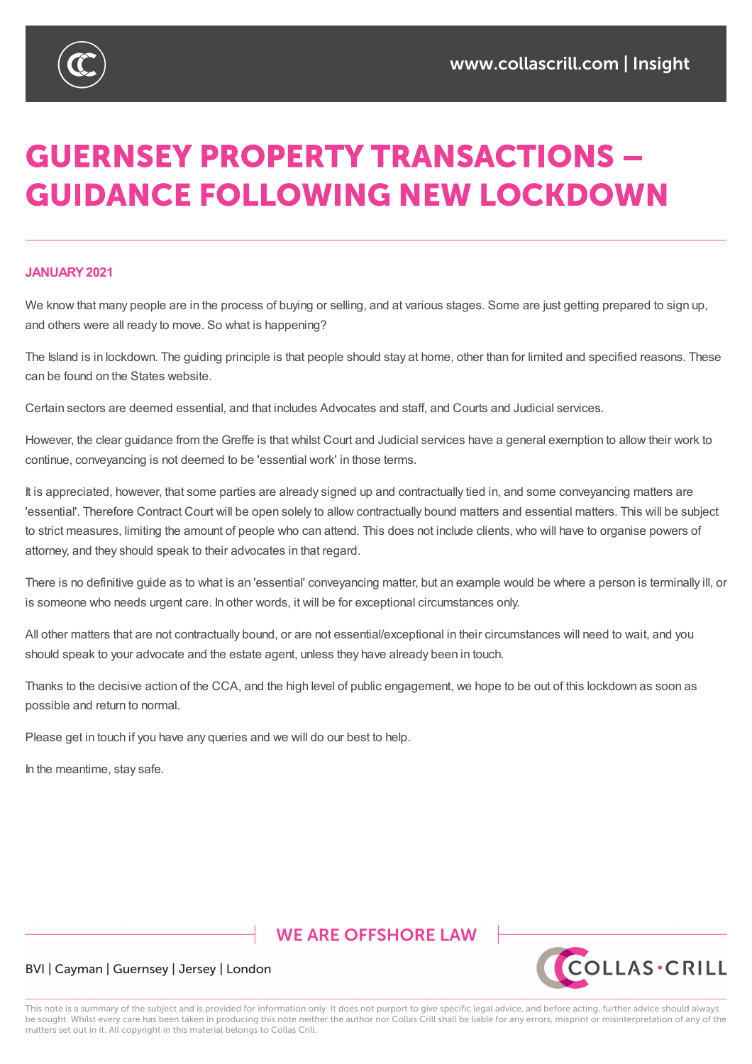# GUERNSEY PROPERTY TRANSACTIONS – GUIDANCE FOLLOWING NEW LOCKDOWN

**JANUARY 2021**

We know that many people are in the process of buying or selling, and at various stages. Some are just getting prepared to sign up, and others were all ready to move. So what is happening?

The Island is in lockdown. The guiding principle is that people should stay at home, other than for limited and specified reasons. These can be found on the States website.

Certain sectors are deemed essential, and that includes Advocates and staff, and Courts and Judicial services.

However, the clear guidance from the Greffe is that whilst Court and Judicial services have a general exemption to allow their work to continue, conveyancing is not deemed to be 'essential work' in those terms.

It is appreciated, however, that some parties are already signed up and contractually tied in, and some conveyancing matters are 'essential'. Therefore Contract Court will be open solely to allow contractually bound matters and essential matters. This will be subject to strict measures, limiting the amount of people who can attend. This does not include clients, who will have to organise powers of attorney, and they should speak to their advocates in that regard.

There is no definitive guide as to what is an 'essential' conveyancing matter, but an example would be where a person is terminally ill, or is someone who needs urgent care. In other words, it will be for exceptional circumstances only.

All other matters that are not contractually bound, or are not essential/exceptional in their circumstances will need to wait, and you should speak to your advocate and the estate agent, unless they have already been in touch.

Thanks to the decisive action of the CCA, and the high level of public engagement, we hope to be out of this lockdown as soon as possible and return to normal.

Please get in touch if you have any queries and we will do our best to help.

In the meantime, stay safe.

WE ARE OFFSHORE LAW

BVI | Cayman | Guernsey | Jersey | London

This note is a summary of the subject and is provided for information only. It does not purport to give specific legal advice, and before acting, further advice should always be sought. Whilst every care has been taken in producing this note neither the author nor Collas Crill shall be liable for any errors, misprint or misinterpretation of any of the matters set out in it. All copyright in this material belongs to Collas Crill.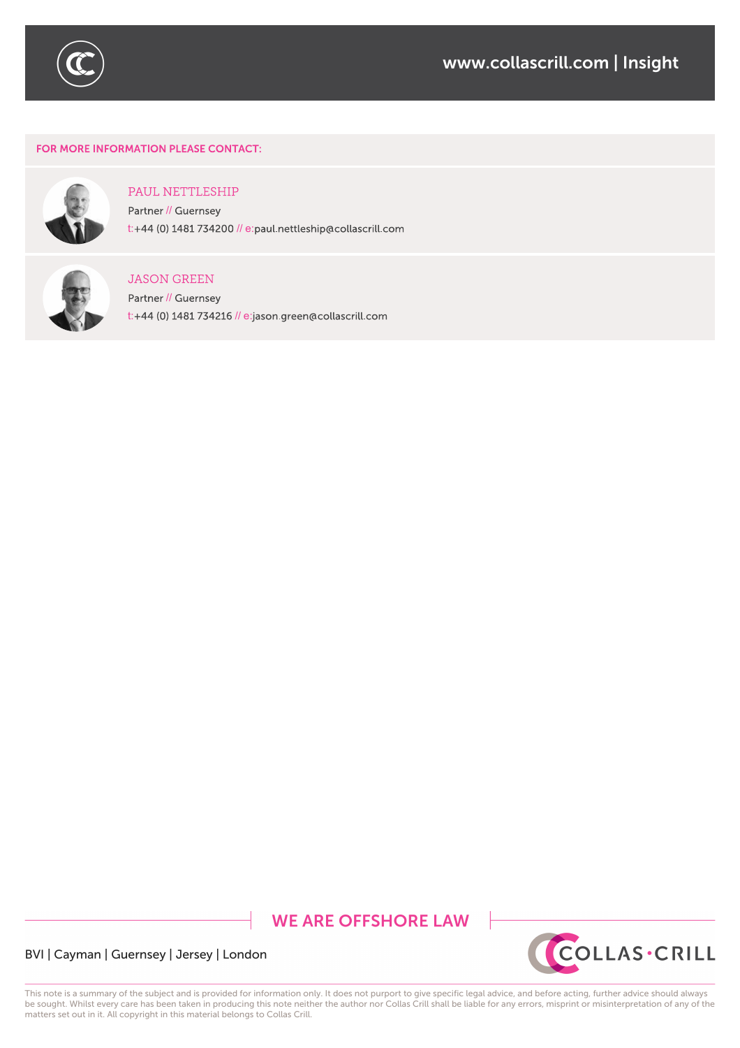**FOR MORE INFORMATION PLEASE CONTACT:**

**PAUL NETTLESHIP**
Partner // Guernsey
t:+44 (0) 1481 734200 // e:paul.nettleship@collascrill.com

**JASON GREEN**
Partner // Guernsey
t:+44 (0) 1481 734216 // e:jason.green@collascrill.com

## WE ARE OFFSHORE LAW

BVI | Cayman | Guernsey | Jersey | London

This note is a summary of the subject and is provided for information only. It does not purport to give specific legal advice, and before acting, further advice should always be sought. Whilst every care has been taken in producing this note neither the author nor Collas Crill shall be liable for any errors, misprint or misinterpretation of any of the matters set out in it. All copyright in this material belongs to Collas Crill.